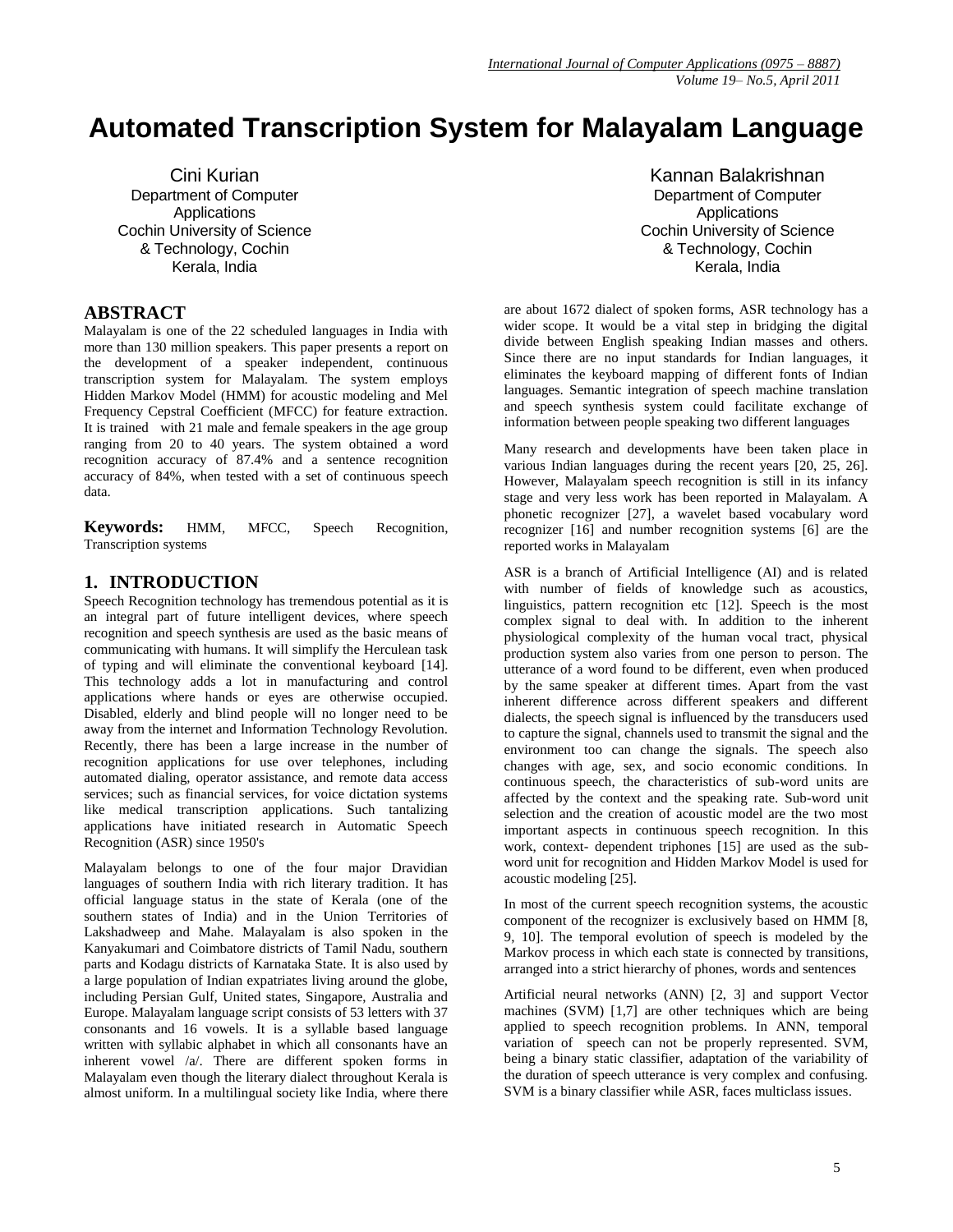# Automated Transcription System for Malayalam Language

Cini Kurian
Department of Computer Applications
Cochin University of Science & Technology, Cochin
Kerala, India

Kannan Balakrishnan
Department of Computer Applications
Cochin University of Science & Technology, Cochin
Kerala, India

## ABSTRACT

Malayalam is one of the 22 scheduled languages in India with more than 130 million speakers. This paper presents a report on the development of a speaker independent, continuous transcription system for Malayalam. The system employs Hidden Markov Model (HMM) for acoustic modeling and Mel Frequency Cepstral Coefficient (MFCC) for feature extraction. It is trained with 21 male and female speakers in the age group ranging from 20 to 40 years. The system obtained a word recognition accuracy of 87.4% and a sentence recognition accuracy of 84%, when tested with a set of continuous speech data.

**Keywords:** HMM, MFCC, Speech Recognition, Transcription systems

## 1. INTRODUCTION

Speech Recognition technology has tremendous potential as it is an integral part of future intelligent devices, where speech recognition and speech synthesis are used as the basic means of communicating with humans. It will simplify the Herculean task of typing and will eliminate the conventional keyboard [14]. This technology adds a lot in manufacturing and control applications where hands or eyes are otherwise occupied. Disabled, elderly and blind people will no longer need to be away from the internet and Information Technology Revolution. Recently, there has been a large increase in the number of recognition applications for use over telephones, including automated dialing, operator assistance, and remote data access services; such as financial services, for voice dictation systems like medical transcription applications. Such tantalizing applications have initiated research in Automatic Speech Recognition (ASR) since 1950's

Malayalam belongs to one of the four major Dravidian languages of southern India with rich literary tradition. It has official language status in the state of Kerala (one of the southern states of India) and in the Union Territories of Lakshadweep and Mahe. Malayalam is also spoken in the Kanyakumari and Coimbatore districts of Tamil Nadu, southern parts and Kodagu districts of Karnataka State. It is also used by a large population of Indian expatriates living around the globe, including Persian Gulf, United states, Singapore, Australia and Europe. Malayalam language script consists of 53 letters with 37 consonants and 16 vowels. It is a syllable based language written with syllabic alphabet in which all consonants have an inherent vowel /a/. There are different spoken forms in Malayalam even though the literary dialect throughout Kerala is almost uniform. In a multilingual society like India, where there are about 1672 dialect of spoken forms, ASR technology has a wider scope. It would be a vital step in bridging the digital divide between English speaking Indian masses and others. Since there are no input standards for Indian languages, it eliminates the keyboard mapping of different fonts of Indian languages. Semantic integration of speech machine translation and speech synthesis system could facilitate exchange of information between people speaking two different languages

Many research and developments have been taken place in various Indian languages during the recent years [20, 25, 26]. However, Malayalam speech recognition is still in its infancy stage and very less work has been reported in Malayalam. A phonetic recognizer [27], a wavelet based vocabulary word recognizer [16] and number recognition systems [6] are the reported works in Malayalam

ASR is a branch of Artificial Intelligence (AI) and is related with number of fields of knowledge such as acoustics, linguistics, pattern recognition etc [12]. Speech is the most complex signal to deal with. In addition to the inherent physiological complexity of the human vocal tract, physical production system also varies from one person to person. The utterance of a word found to be different, even when produced by the same speaker at different times. Apart from the vast inherent difference across different speakers and different dialects, the speech signal is influenced by the transducers used to capture the signal, channels used to transmit the signal and the environment too can change the signals. The speech also changes with age, sex, and socio economic conditions. In continuous speech, the characteristics of sub-word units are affected by the context and the speaking rate. Sub-word unit selection and the creation of acoustic model are the two most important aspects in continuous speech recognition. In this work, context- dependent triphones [15] are used as the sub-word unit for recognition and Hidden Markov Model is used for acoustic modeling [25].

In most of the current speech recognition systems, the acoustic component of the recognizer is exclusively based on HMM [8, 9, 10]. The temporal evolution of speech is modeled by the Markov process in which each state is connected by transitions, arranged into a strict hierarchy of phones, words and sentences

Artificial neural networks (ANN) [2, 3] and support Vector machines (SVM) [1,7] are other techniques which are being applied to speech recognition problems. In ANN, temporal variation of speech can not be properly represented. SVM, being a binary static classifier, adaptation of the variability of the duration of speech utterance is very complex and confusing. SVM is a binary classifier while ASR, faces multiclass issues.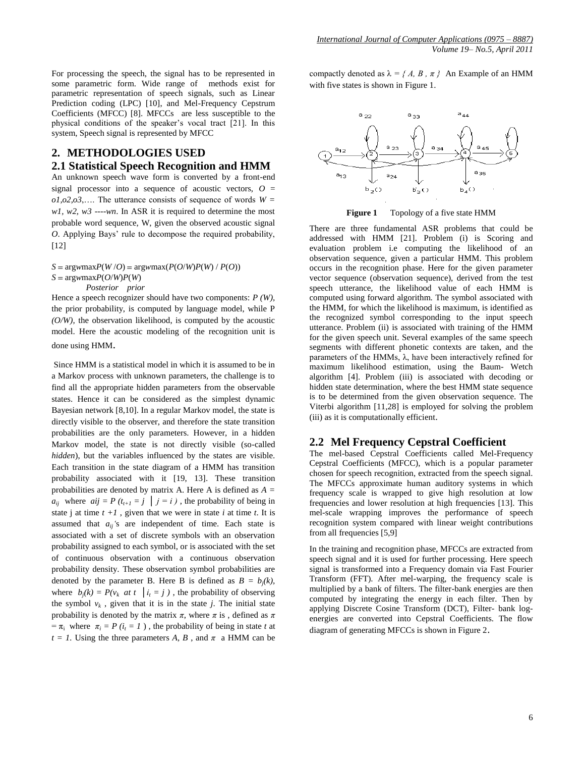For processing the speech, the signal has to be represented in some parametric form. Wide range of methods exist for parametric representation of speech signals, such as Linear Prediction coding (LPC) [10], and Mel-Frequency Cepstrum Coefficients (MFCC) [8]. MFCCs are less susceptible to the physical conditions of the speaker's vocal tract [21]. In this system, Speech signal is represented by MFCC

## 2. METHODOLOGIES USED

### 2.1 Statistical Speech Recognition and HMM

An unknown speech wave form is converted by a front-end signal processor into a sequence of acoustic vectors, $O = o1, o2, o3, \ldots$. The utterance consists of sequence of words $W = w1, w2, w3 \text{----} wn$. In ASR it is required to determine the most probable word sequence, W, given the observed acoustic signal *O*. Applying Bays' rule to decompose the required probability, [12]

$$S = \arg_w \max P(W/O) = \arg_w \max(P(O/W)P(W) / P(O))$$

$$S = \arg_w \max P(O/W)P(W)$$

*Posterior prior*

Hence a speech recognizer should have two components: *P (W)*, the prior probability, is computed by language model, while P *(O/W)*, the observation likelihood, is computed by the acoustic model. Here the acoustic modeling of the recognition unit is done using HMM.

Since HMM is a statistical model in which it is assumed to be in a Markov process with unknown parameters, the challenge is to find all the appropriate hidden parameters from the observable states. Hence it can be considered as the simplest dynamic Bayesian network [8,10]. In a regular Markov model, the state is directly visible to the observer, and therefore the state transition probabilities are the only parameters. However, in a hidden Markov model, the state is not directly visible (so-called *hidden*), but the variables influenced by the states are visible. Each transition in the state diagram of a HMM has transition probability associated with it [19, 13]. These transition probabilities are denoted by matrix A. Here A is defined as $A = a_{ij}$ where $aij = P(t_{t+1} = j \mid j = i)$, the probability of being in state j at time $t+1$, given that we were in state *i* at time *t*. It is assumed that $a_{ij}$'s are independent of time. Each state is associated with a set of discrete symbols with an observation probability assigned to each symbol, or is associated with the set of continuous observation with a continuous observation probability density. These observation symbol probabilities are denoted by the parameter B. Here B is defined as $B = b_j(k)$, where $b_j(k) = P(v_k \text{ at } t \mid i_t = j)$, the probability of observing the symbol $v_k$, given that it is in the state *j*. The initial state probability is denoted by the matrix $\pi$, where $\pi$ is , defined as $\pi = \pi_i$ where $\pi_i = P(i_t = 1)$, the probability of being in state *t* at $t = 1$. Using the three parameters *A*, *B* , and $\pi$ a HMM can be compactly denoted as $\lambda = \{A, B, \pi\}$ An Example of an HMM with five states is shown in Figure 1.

**Figure 1** Topology of a five state HMM

There are three fundamental ASR problems that could be addressed with HMM [21]. Problem (i) is Scoring and evaluation problem i.e computing the likelihood of an observation sequence, given a particular HMM. This problem occurs in the recognition phase. Here for the given parameter vector sequence (observation sequence), derived from the test speech utterance, the likelihood value of each HMM is computed using forward algorithm. The symbol associated with the HMM, for which the likelihood is maximum, is identified as the recognized symbol corresponding to the input speech utterance. Problem (ii) is associated with training of the HMM for the given speech unit. Several examples of the same speech segments with different phonetic contexts are taken, and the parameters of the HMMs, λ, have been interactively refined for maximum likelihood estimation, using the Baum- Wetch algorithm [4]. Problem (iii) is associated with decoding or hidden state determination, where the best HMM state sequence is to be determined from the given observation sequence. The Viterbi algorithm [11,28] is employed for solving the problem (iii) as it is computationally efficient.

### 2.2 Mel Frequency Cepstral Coefficient

The mel-based Cepstral Coefficients called Mel-Frequency Cepstral Coefficients (MFCC), which is a popular parameter chosen for speech recognition, extracted from the speech signal. The MFCCs approximate human auditory systems in which frequency scale is wrapped to give high resolution at low frequencies and lower resolution at high frequencies [13]. This mel-scale wrapping improves the performance of speech recognition system compared with linear weight contributions from all frequencies [5,9]

In the training and recognition phase, MFCCs are extracted from speech signal and it is used for further processing. Here speech signal is transformed into a Frequency domain via Fast Fourier Transform (FFT). After mel-warping, the frequency scale is multiplied by a bank of filters. The filter-bank energies are then computed by integrating the energy in each filter. Then by applying Discrete Cosine Transform (DCT), Filter- bank log-energies are converted into Cepstral Coefficients. The flow diagram of generating MFCCs is shown in Figure 2.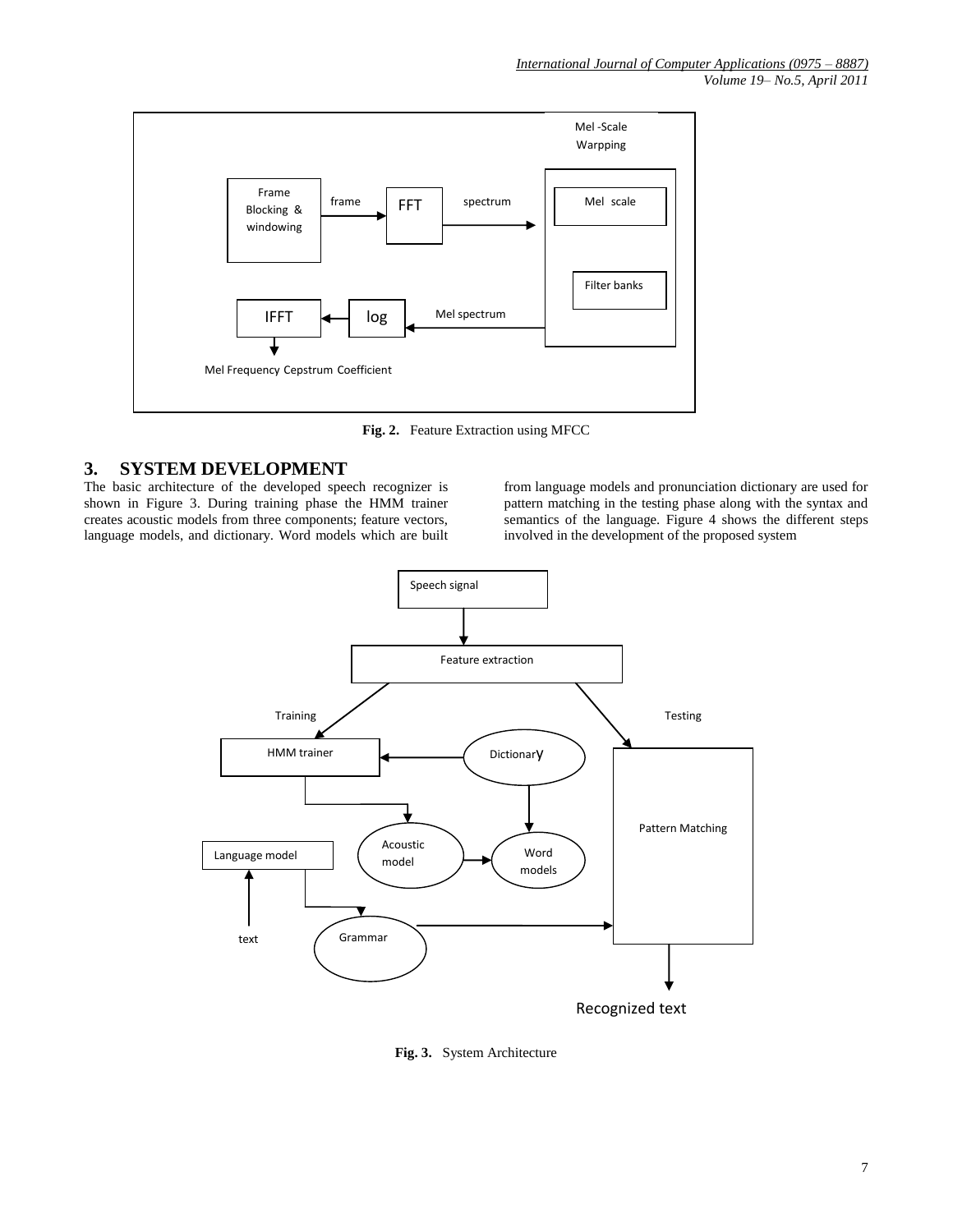Fig. 2. Feature Extraction using MFCC

## 3. SYSTEM DEVELOPMENT

The basic architecture of the developed speech recognizer is shown in Figure 3. During training phase the HMM trainer creates acoustic models from three components; feature vectors, language models, and dictionary. Word models which are built from language models and pronunciation dictionary are used for pattern matching in the testing phase along with the syntax and semantics of the language. Figure 4 shows the different steps involved in the development of the proposed system

Fig. 3. System Architecture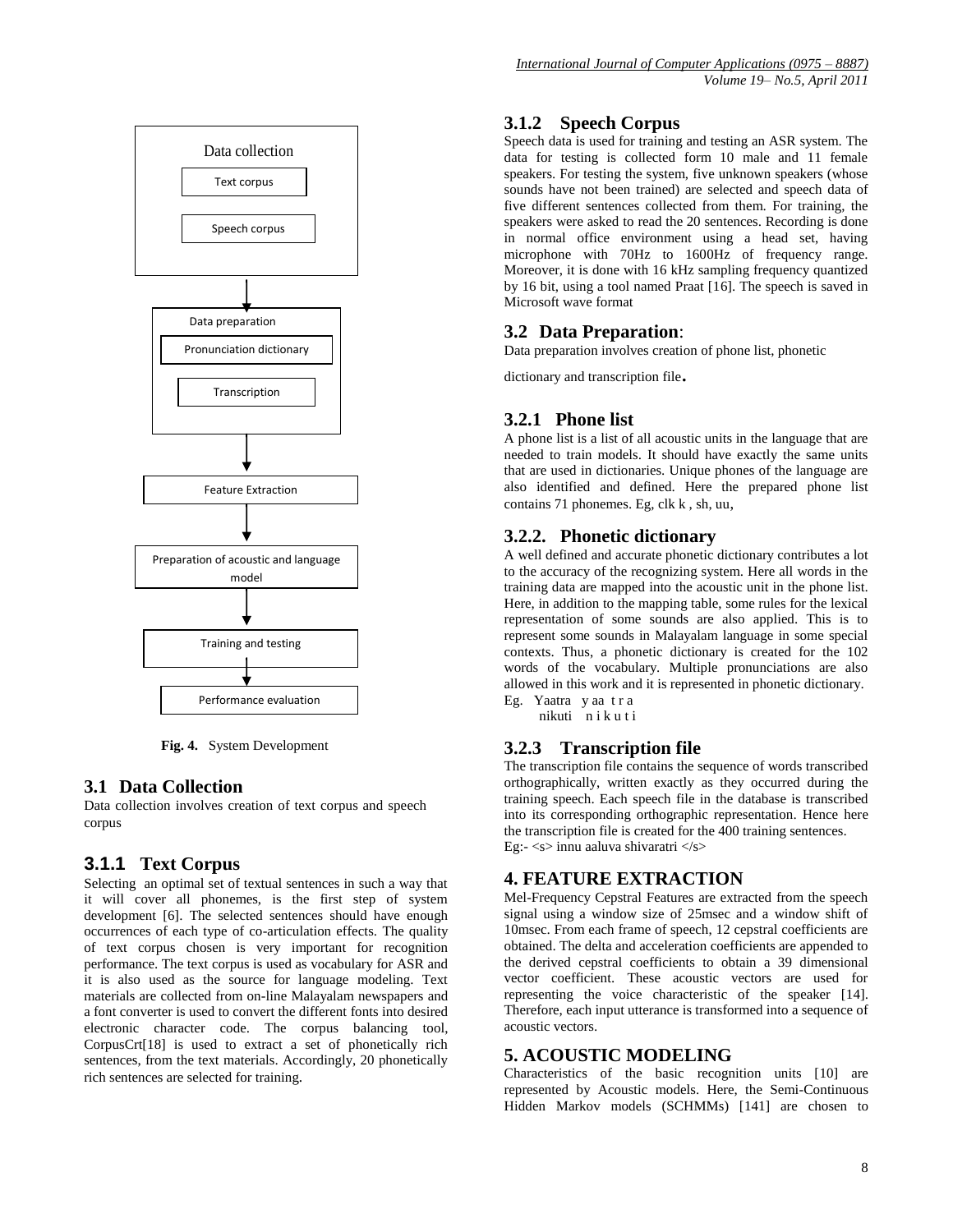Data collection

Text corpus

Speech corpus

Data preparation

Pronunciation dictionary

Transcription

Feature Extraction

Preparation of acoustic and language model

Training and testing

Performance evaluation

**Fig. 4.** System Development

## 3.1 Data Collection

Data collection involves creation of text corpus and speech corpus

### 3.1.1 Text Corpus

Selecting an optimal set of textual sentences in such a way that it will cover all phonemes, is the first step of system development [6]. The selected sentences should have enough occurrences of each type of co-articulation effects. The quality of text corpus chosen is very important for recognition performance. The text corpus is used as vocabulary for ASR and it is also used as the source for language modeling. Text materials are collected from on-line Malayalam newspapers and a font converter is used to convert the different fonts into desired electronic character code. The corpus balancing tool, CorpusCrt[18] is used to extract a set of phonetically rich sentences, from the text materials. Accordingly, 20 phonetically rich sentences are selected for training.

### 3.1.2 Speech Corpus

Speech data is used for training and testing an ASR system. The data for testing is collected form 10 male and 11 female speakers. For testing the system, five unknown speakers (whose sounds have not been trained) are selected and speech data of five different sentences collected from them. For training, the speakers were asked to read the 20 sentences. Recording is done in normal office environment using a head set, having microphone with 70Hz to 1600Hz of frequency range. Moreover, it is done with 16 kHz sampling frequency quantized by 16 bit, using a tool named Praat [16]. The speech is saved in Microsoft wave format

## 3.2 Data Preparation:

Data preparation involves creation of phone list, phonetic dictionary and transcription file.

### 3.2.1 Phone list

A phone list is a list of all acoustic units in the language that are needed to train models. It should have exactly the same units that are used in dictionaries. Unique phones of the language are also identified and defined. Here the prepared phone list contains 71 phonemes. Eg, clk k , sh, uu,

### 3.2.2. Phonetic dictionary

A well defined and accurate phonetic dictionary contributes a lot to the accuracy of the recognizing system. Here all words in the training data are mapped into the acoustic unit in the phone list. Here, in addition to the mapping table, some rules for the lexical representation of some sounds are also applied. This is to represent some sounds in Malayalam language in some special contexts. Thus, a phonetic dictionary is created for the 102 words of the vocabulary. Multiple pronunciations are also allowed in this work and it is represented in phonetic dictionary.

Eg. Yaatra y aa t r a
nikuti n i k u t i

### 3.2.3 Transcription file

The transcription file contains the sequence of words transcribed orthographically, written exactly as they occurred during the training speech. Each speech file in the database is transcribed into its corresponding orthographic representation. Hence here the transcription file is created for the 400 training sentences.
Eg:- <s> innu aaluva shivaratri </s>

## 4. FEATURE EXTRACTION

Mel-Frequency Cepstral Features are extracted from the speech signal using a window size of 25msec and a window shift of 10msec. From each frame of speech, 12 cepstral coefficients are obtained. The delta and acceleration coefficients are appended to the derived cepstral coefficients to obtain a 39 dimensional vector coefficient. These acoustic vectors are used for representing the voice characteristic of the speaker [14]. Therefore, each input utterance is transformed into a sequence of acoustic vectors.

## 5. ACOUSTIC MODELING

Characteristics of the basic recognition units [10] are represented by Acoustic models. Here, the Semi-Continuous Hidden Markov models (SCHMMs) [141] are chosen to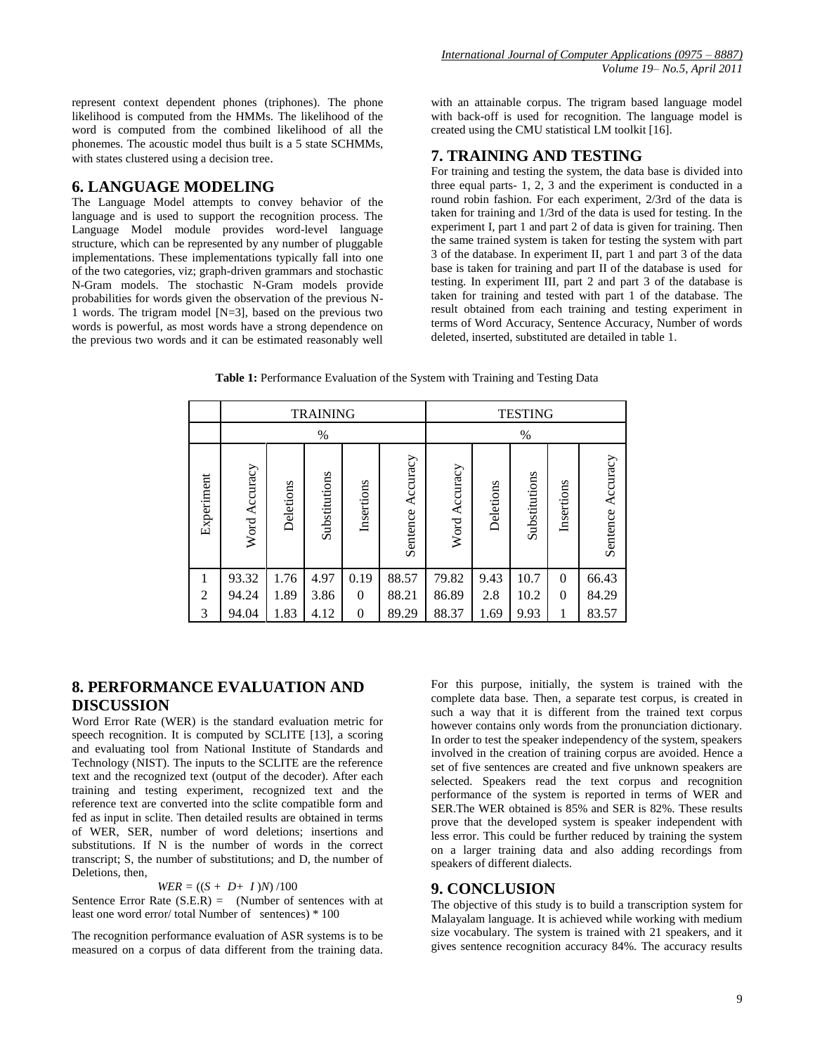represent context dependent phones (triphones). The phone likelihood is computed from the HMMs. The likelihood of the word is computed from the combined likelihood of all the phonemes. The acoustic model thus built is a 5 state SCHMMs, with states clustered using a decision tree.

## 6. LANGUAGE MODELING

The Language Model attempts to convey behavior of the language and is used to support the recognition process. The Language Model module provides word-level language structure, which can be represented by any number of pluggable implementations. These implementations typically fall into one of the two categories, viz; graph-driven grammars and stochastic N-Gram models. The stochastic N-Gram models provide probabilities for words given the observation of the previous N-1 words. The trigram model [N=3], based on the previous two words is powerful, as most words have a strong dependence on the previous two words and it can be estimated reasonably well with an attainable corpus. The trigram based language model with back-off is used for recognition. The language model is created using the CMU statistical LM toolkit [16].

## 7. TRAINING AND TESTING

For training and testing the system, the data base is divided into three equal parts- 1, 2, 3 and the experiment is conducted in a round robin fashion. For each experiment, 2/3rd of the data is taken for training and 1/3rd of the data is used for testing. In the experiment I, part 1 and part 2 of data is given for training. Then the same trained system is taken for testing the system with part 3 of the database. In experiment II, part 1 and part 3 of the data base is taken for training and part II of the database is used for testing. In experiment III, part 2 and part 3 of the database is taken for training and tested with part 1 of the database. The result obtained from each training and testing experiment in terms of Word Accuracy, Sentence Accuracy, Number of words deleted, inserted, substituted are detailed in table 1.

**Table 1:** Performance Evaluation of the System with Training and Testing Data

| | TRAINING | | | | | TESTING | | | | |
|---|---|---|---|---|---|---|---|---|---|---|
| | % | | | | | % | | | | |
| Experiment | Word Accuracy | Deletions | Substitutions | Insertions | Sentence Accuracy | Word Accuracy | Deletions | Substitutions | Insertions | Sentence Accuracy |
| 1 | 93.32 | 1.76 | 4.97 | 0.19 | 88.57 | 79.82 | 9.43 | 10.7 | 0 | 66.43 |
| 2 | 94.24 | 1.89 | 3.86 | 0 | 88.21 | 86.89 | 2.8 | 10.2 | 0 | 84.29 |
| 3 | 94.04 | 1.83 | 4.12 | 0 | 89.29 | 88.37 | 1.69 | 9.93 | 1 | 83.57 |

## 8. PERFORMANCE EVALUATION AND DISCUSSION

Word Error Rate (WER) is the standard evaluation metric for speech recognition. It is computed by SCLITE [13], a scoring and evaluating tool from National Institute of Standards and Technology (NIST). The inputs to the SCLITE are the reference text and the recognized text (output of the decoder). After each training and testing experiment, recognized text and the reference text are converted into the sclite compatible form and fed as input in sclite. Then detailed results are obtained in terms of WER, SER, number of word deletions; insertions and substitutions. If N is the number of words in the correct transcript; S, the number of substitutions; and D, the number of Deletions, then,

$$WER = ((S + D + I)N) / 100$$

Sentence Error Rate (S.E.R) = (Number of sentences with at least one word error/ total Number of sentences) * 100

The recognition performance evaluation of ASR systems is to be measured on a corpus of data different from the training data. For this purpose, initially, the system is trained with the complete data base. Then, a separate test corpus, is created in such a way that it is different from the trained text corpus however contains only words from the pronunciation dictionary. In order to test the speaker independency of the system, speakers involved in the creation of training corpus are avoided. Hence a set of five sentences are created and five unknown speakers are selected. Speakers read the text corpus and recognition performance of the system is reported in terms of WER and SER.The WER obtained is 85% and SER is 82%. These results prove that the developed system is speaker independent with less error. This could be further reduced by training the system on a larger training data and also adding recordings from speakers of different dialects.

## 9. CONCLUSION

The objective of this study is to build a transcription system for Malayalam language. It is achieved while working with medium size vocabulary. The system is trained with 21 speakers, and it gives sentence recognition accuracy 84%. The accuracy results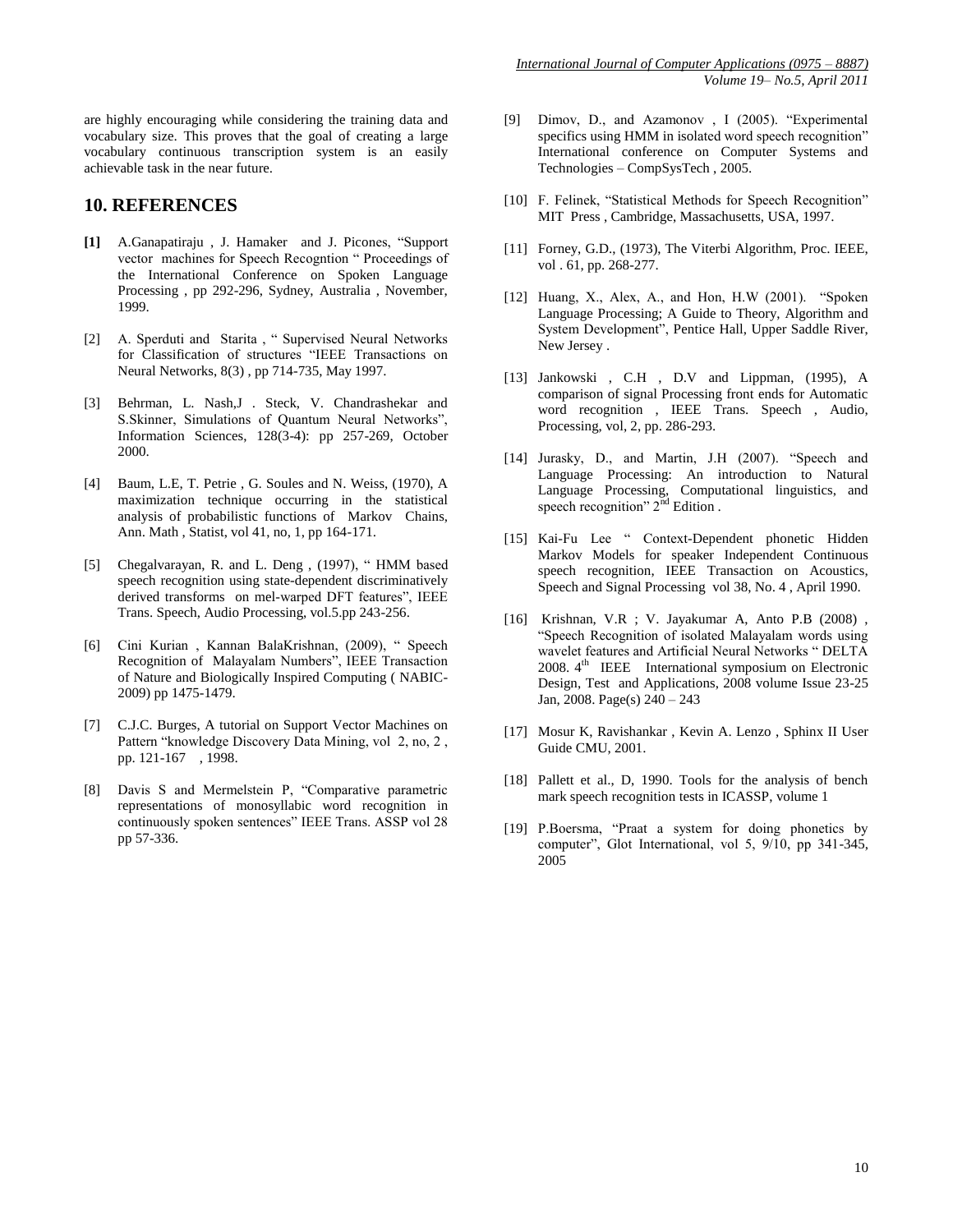are highly encouraging while considering the training data and vocabulary size. This proves that the goal of creating a large vocabulary continuous transcription system is an easily achievable task in the near future.

## 10. REFERENCES

**[1]** A.Ganapatiraju , J. Hamaker and J. Picones, "Support vector machines for Speech Recogntion " Proceedings of the International Conference on Spoken Language Processing , pp 292-296, Sydney, Australia , November, 1999.

[2] A. Sperduti and Starita , " Supervised Neural Networks for Classification of structures "IEEE Transactions on Neural Networks, 8(3) , pp 714-735, May 1997.

[3] Behrman, L. Nash,J . Steck, V. Chandrashekar and S.Skinner, Simulations of Quantum Neural Networks", Information Sciences, 128(3-4): pp 257-269, October 2000.

[4] Baum, L.E, T. Petrie , G. Soules and N. Weiss, (1970), A maximization technique occurring in the statistical analysis of probabilistic functions of Markov Chains, Ann. Math , Statist, vol 41, no, 1, pp 164-171.

[5] Chegalvarayan, R. and L. Deng , (1997), " HMM based speech recognition using state-dependent discriminatively derived transforms on mel-warped DFT features", IEEE Trans. Speech, Audio Processing, vol.5.pp 243-256.

[6] Cini Kurian , Kannan BalaKrishnan, (2009), " Speech Recognition of Malayalam Numbers", IEEE Transaction of Nature and Biologically Inspired Computing ( NABIC-2009) pp 1475-1479.

[7] C.J.C. Burges, A tutorial on Support Vector Machines on Pattern "knowledge Discovery Data Mining, vol 2, no, 2 , pp. 121-167 , 1998.

[8] Davis S and Mermelstein P, "Comparative parametric representations of monosyllabic word recognition in continuously spoken sentences" IEEE Trans. ASSP vol 28 pp 57-336.

[9] Dimov, D., and Azamonov , I (2005). "Experimental specifics using HMM in isolated word speech recognition" International conference on Computer Systems and Technologies – CompSysTech , 2005.

[10] F. Felinek, "Statistical Methods for Speech Recognition" MIT Press , Cambridge, Massachusetts, USA, 1997.

[11] Forney, G.D., (1973), The Viterbi Algorithm, Proc. IEEE, vol . 61, pp. 268-277.

[12] Huang, X., Alex, A., and Hon, H.W (2001). "Spoken Language Processing; A Guide to Theory, Algorithm and System Development", Pentice Hall, Upper Saddle River, New Jersey .

[13] Jankowski , C.H , D.V and Lippman, (1995), A comparison of signal Processing front ends for Automatic word recognition , IEEE Trans. Speech , Audio, Processing, vol, 2, pp. 286-293.

[14] Jurasky, D., and Martin, J.H (2007). "Speech and Language Processing: An introduction to Natural Language Processing, Computational linguistics, and speech recognition" 2nd Edition .

[15] Kai-Fu Lee " Context-Dependent phonetic Hidden Markov Models for speaker Independent Continuous speech recognition, IEEE Transaction on Acoustics, Speech and Signal Processing vol 38, No. 4 , April 1990.

[16] Krishnan, V.R ; V. Jayakumar A, Anto P.B (2008) , "Speech Recognition of isolated Malayalam words using wavelet features and Artificial Neural Networks " DELTA 2008. 4th IEEE International symposium on Electronic Design, Test and Applications, 2008 volume Issue 23-25 Jan, 2008. Page(s) 240 – 243

[17] Mosur K, Ravishankar , Kevin A. Lenzo , Sphinx II User Guide CMU, 2001.

[18] Pallett et al., D, 1990. Tools for the analysis of bench mark speech recognition tests in ICASSP, volume 1

[19] P.Boersma, "Praat a system for doing phonetics by computer", Glot International, vol 5, 9/10, pp 341-345, 2005